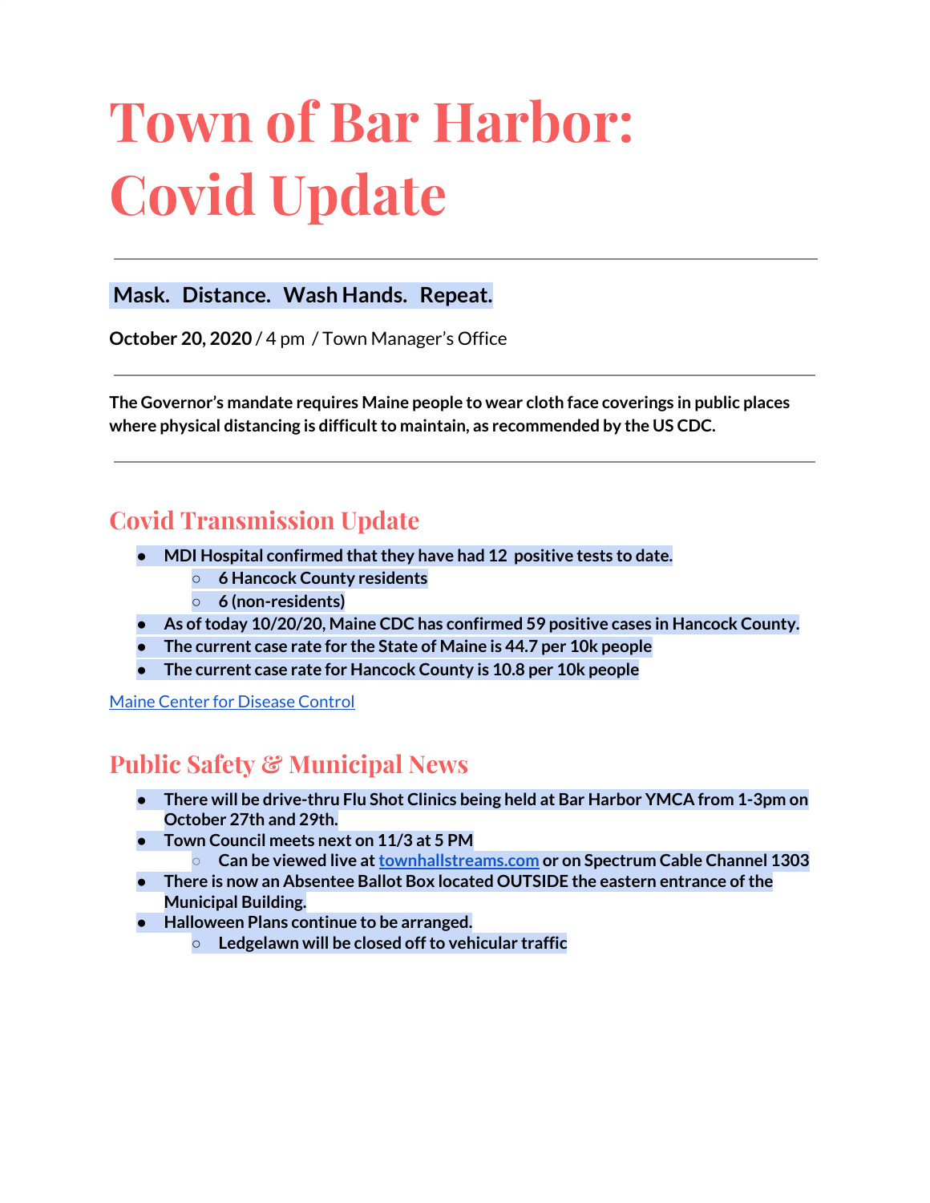# Town of Bar Harbor: Covid Update

---

**Mask. Distance. Wash Hands. Repeat.**

**October 20, 2020** / 4 pm / Town Manager's Office

---

**The Governor's mandate requires Maine people to wear cloth face coverings in public places where physical distancing is difficult to maintain, as recommended by the US CDC.**

---

## Covid Transmission Update

- **MDI Hospital confirmed that they have had 12 positive tests to date.**
  - **6 Hancock County residents**
  - **6 (non-residents)**
- **As of today 10/20/20, Maine CDC has confirmed 59 positive cases in Hancock County.**
- **The current case rate for the State of Maine is 44.7 per 10k people**
- **The current case rate for Hancock County is 10.8 per 10k people**

Maine Center for Disease Control

## Public Safety & Municipal News

- **There will be drive-thru Flu Shot Clinics being held at Bar Harbor YMCA from 1-3pm on October 27th and 29th.**
- **Town Council meets next on 11/3 at 5 PM**
  - **Can be viewed live at townhallstreams.com or on Spectrum Cable Channel 1303**
- **There is now an Absentee Ballot Box located OUTSIDE the eastern entrance of the Municipal Building.**
- **Halloween Plans continue to be arranged.**
  - **Ledgelawn will be closed off to vehicular traffic**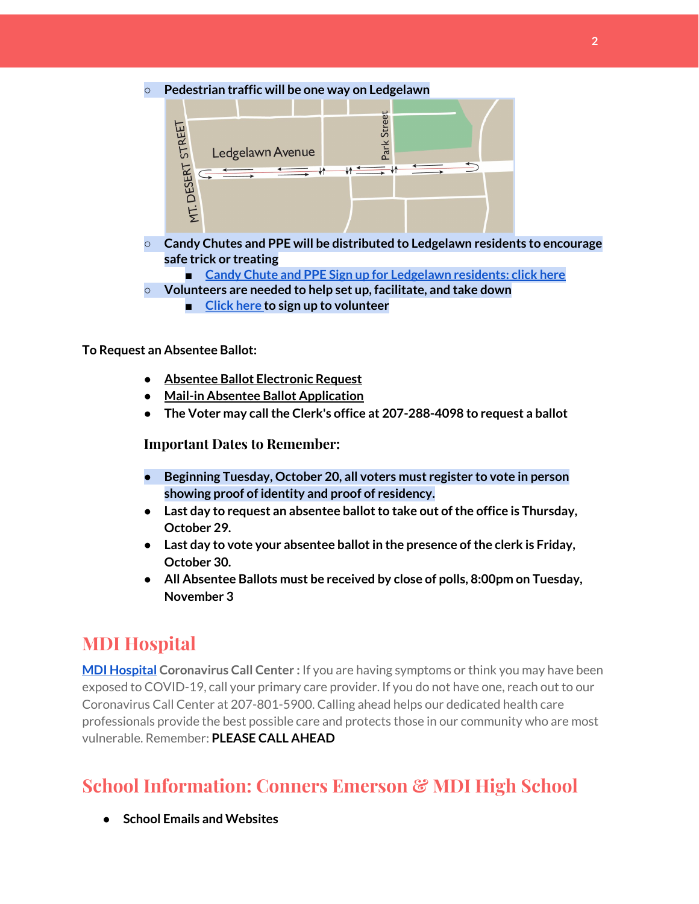- Pedestrian traffic will be one way on Ledgelawn
- Candy Chutes and PPE will be distributed to Ledgelawn residents to encourage safe trick or treating
  - Candy Chute and PPE Sign up for Ledgelawn residents: click here
- Volunteers are needed to help set up, facilitate, and take down
  - Click here to sign up to volunteer

**To Request an Absentee Ballot:**

- Absentee Ballot Electronic Request
- Mail-in Absentee Ballot Application
- The Voter may call the Clerk's office at 207-288-4098 to request a ballot

**Important Dates to Remember:**

- Beginning Tuesday, October 20, all voters must register to vote in person showing proof of identity and proof of residency.
- Last day to request an absentee ballot to take out of the office is Thursday, October 29.
- Last day to vote your absentee ballot in the presence of the clerk is Friday, October 30.
- All Absentee Ballots must be received by close of polls, 8:00pm on Tuesday, November 3

## MDI Hospital

MDI Hospital **Coronavirus Call Center :** If you are having symptoms or think you may have been exposed to COVID-19, call your primary care provider. If you do not have one, reach out to our Coronavirus Call Center at 207-801-5900. Calling ahead helps our dedicated health care professionals provide the best possible care and protects those in our community who are most vulnerable. Remember: **PLEASE CALL AHEAD**

## School Information: Conners Emerson & MDI High School

- School Emails and Websites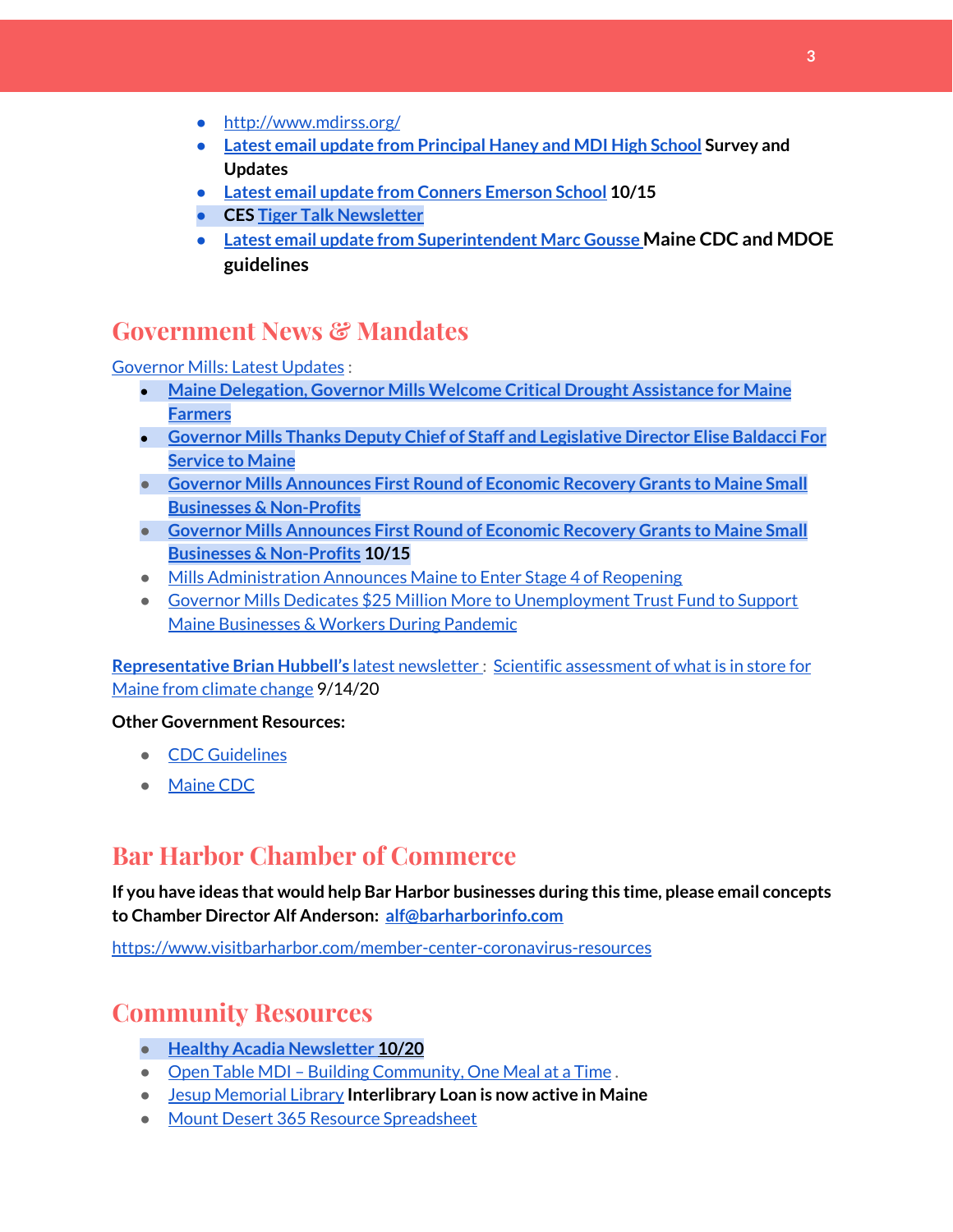- http://www.mdirss.org/
- **Latest email update from Principal Haney and MDI High School Survey and Updates**
- **Latest email update from Conners Emerson School 10/15**
- **CES Tiger Talk Newsletter**
- **Latest email update from Superintendent Marc Gousse Maine CDC and MDOE guidelines**

## Government News & Mandates

Governor Mills: Latest Updates :

- **Maine Delegation, Governor Mills Welcome Critical Drought Assistance for Maine Farmers**
- **Governor Mills Thanks Deputy Chief of Staff and Legislative Director Elise Baldacci For Service to Maine**
- **Governor Mills Announces First Round of Economic Recovery Grants to Maine Small Businesses & Non-Profits**
- **Governor Mills Announces First Round of Economic Recovery Grants to Maine Small Businesses & Non-Profits 10/15**
- Mills Administration Announces Maine to Enter Stage 4 of Reopening
- Governor Mills Dedicates $25 Million More to Unemployment Trust Fund to Support Maine Businesses & Workers During Pandemic

**Representative Brian Hubbell's** latest newsletter : Scientific assessment of what is in store for Maine from climate change 9/14/20

**Other Government Resources:**

- CDC Guidelines
- Maine CDC

## Bar Harbor Chamber of Commerce

**If you have ideas that would help Bar Harbor businesses during this time, please email concepts to Chamber Director Alf Anderson: alf@barharborinfo.com**

https://www.visitbarharbor.com/member-center-coronavirus-resources

## Community Resources

- **Healthy Acadia Newsletter 10/20**
- Open Table MDI – Building Community, One Meal at a Time .
- Jesup Memorial Library **Interlibrary Loan is now active in Maine**
- Mount Desert 365 Resource Spreadsheet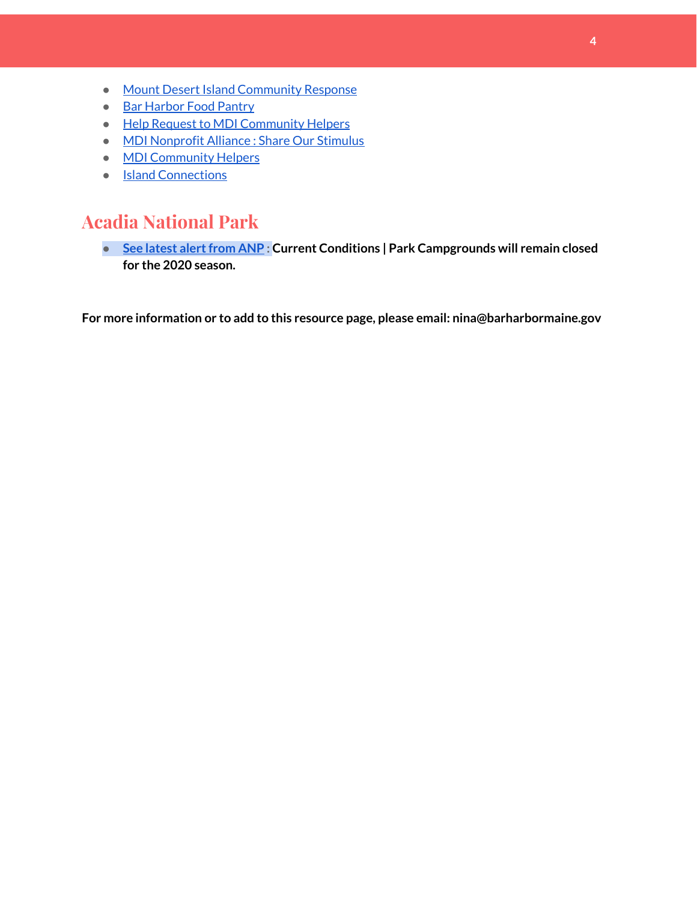- Mount Desert Island Community Response
- Bar Harbor Food Pantry
- Help Request to MDI Community Helpers
- MDI Nonprofit Alliance : Share Our Stimulus
- MDI Community Helpers
- Island Connections

## Acadia National Park

- **See latest alert from ANP : Current Conditions | Park Campgrounds will remain closed for the 2020 season.**

**For more information or to add to this resource page, please email: nina@barharbormaine.gov**